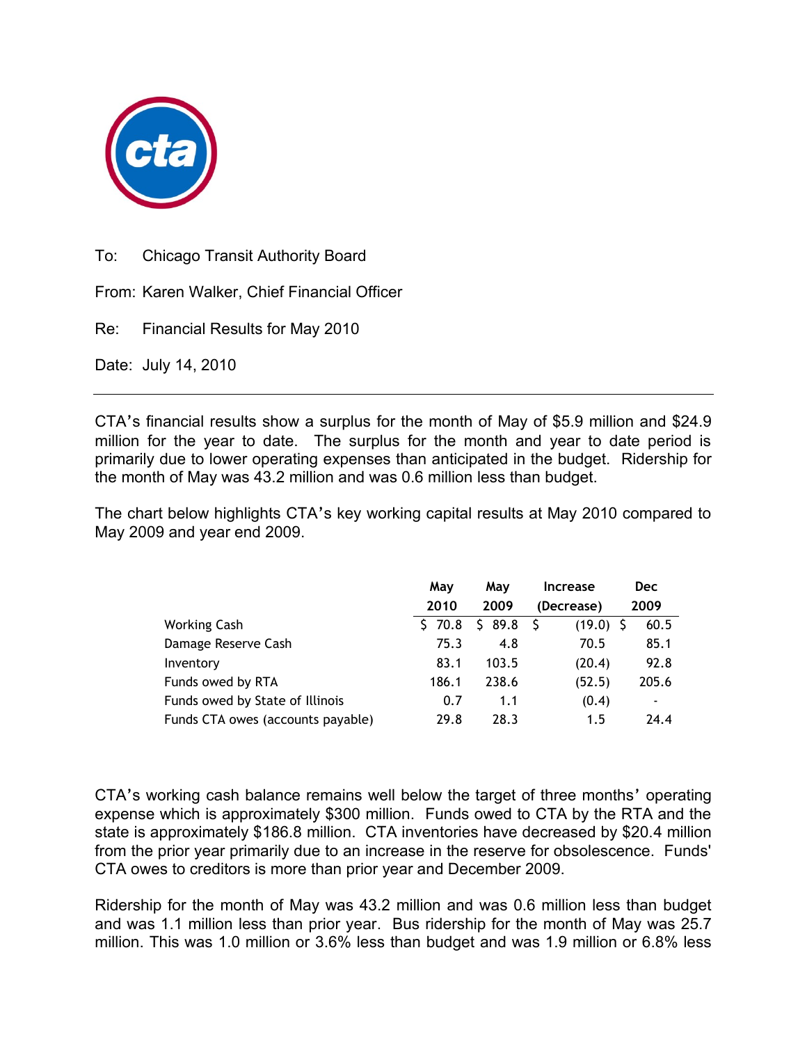To: Chicago Transit Authority Board

From: Karen Walker, Chief Financial Officer

Re: Financial Results for May 2010

Date: July 14, 2010

---

CTA's financial results show a surplus for the month of May of $5.9 million and $24.9 million for the year to date. The surplus for the month and year to date period is primarily due to lower operating expenses than anticipated in the budget. Ridership for the month of May was 43.2 million and was 0.6 million less than budget.

The chart below highlights CTA's key working capital results at May 2010 compared to May 2009 and year end 2009.

| | May 2010 | May 2009 | Increase (Decrease) | Dec 2009 |
|---|---|---|---|---|
| Working Cash | $ 70.8 | $ 89.8 | $ (19.0) | $ 60.5 |
| Damage Reserve Cash | 75.3 | 4.8 | 70.5 | 85.1 |
| Inventory | 83.1 | 103.5 | (20.4) | 92.8 |
| Funds owed by RTA | 186.1 | 238.6 | (52.5) | 205.6 |
| Funds owed by State of Illinois | 0.7 | 1.1 | (0.4) | - |
| Funds CTA owes (accounts payable) | 29.8 | 28.3 | 1.5 | 24.4 |

CTA's working cash balance remains well below the target of three months' operating expense which is approximately $300 million. Funds owed to CTA by the RTA and the state is approximately $186.8 million. CTA inventories have decreased by $20.4 million from the prior year primarily due to an increase in the reserve for obsolescence. Funds' CTA owes to creditors is more than prior year and December 2009.

Ridership for the month of May was 43.2 million and was 0.6 million less than budget and was 1.1 million less than prior year. Bus ridership for the month of May was 25.7 million. This was 1.0 million or 3.6% less than budget and was 1.9 million or 6.8% less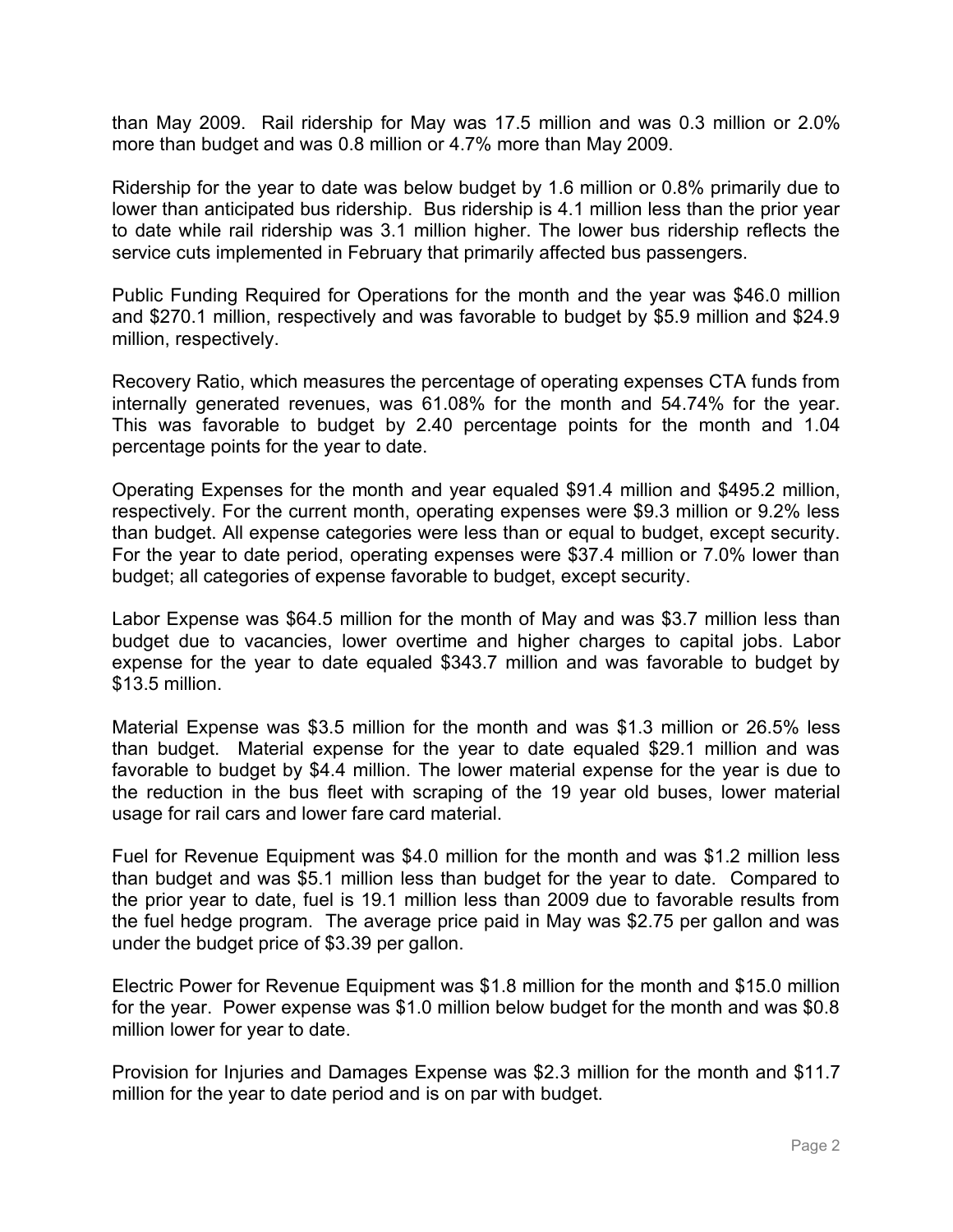than May 2009. Rail ridership for May was 17.5 million and was 0.3 million or 2.0% more than budget and was 0.8 million or 4.7% more than May 2009.

Ridership for the year to date was below budget by 1.6 million or 0.8% primarily due to lower than anticipated bus ridership. Bus ridership is 4.1 million less than the prior year to date while rail ridership was 3.1 million higher. The lower bus ridership reflects the service cuts implemented in February that primarily affected bus passengers.

Public Funding Required for Operations for the month and the year was $46.0 million and $270.1 million, respectively and was favorable to budget by $5.9 million and $24.9 million, respectively.

Recovery Ratio, which measures the percentage of operating expenses CTA funds from internally generated revenues, was 61.08% for the month and 54.74% for the year. This was favorable to budget by 2.40 percentage points for the month and 1.04 percentage points for the year to date.

Operating Expenses for the month and year equaled $91.4 million and $495.2 million, respectively. For the current month, operating expenses were $9.3 million or 9.2% less than budget. All expense categories were less than or equal to budget, except security. For the year to date period, operating expenses were $37.4 million or 7.0% lower than budget; all categories of expense favorable to budget, except security.

Labor Expense was $64.5 million for the month of May and was $3.7 million less than budget due to vacancies, lower overtime and higher charges to capital jobs. Labor expense for the year to date equaled $343.7 million and was favorable to budget by $13.5 million.

Material Expense was $3.5 million for the month and was $1.3 million or 26.5% less than budget. Material expense for the year to date equaled $29.1 million and was favorable to budget by $4.4 million. The lower material expense for the year is due to the reduction in the bus fleet with scraping of the 19 year old buses, lower material usage for rail cars and lower fare card material.

Fuel for Revenue Equipment was $4.0 million for the month and was $1.2 million less than budget and was $5.1 million less than budget for the year to date. Compared to the prior year to date, fuel is 19.1 million less than 2009 due to favorable results from the fuel hedge program. The average price paid in May was $2.75 per gallon and was under the budget price of $3.39 per gallon.

Electric Power for Revenue Equipment was $1.8 million for the month and $15.0 million for the year. Power expense was $1.0 million below budget for the month and was $0.8 million lower for year to date.

Provision for Injuries and Damages Expense was $2.3 million for the month and $11.7 million for the year to date period and is on par with budget.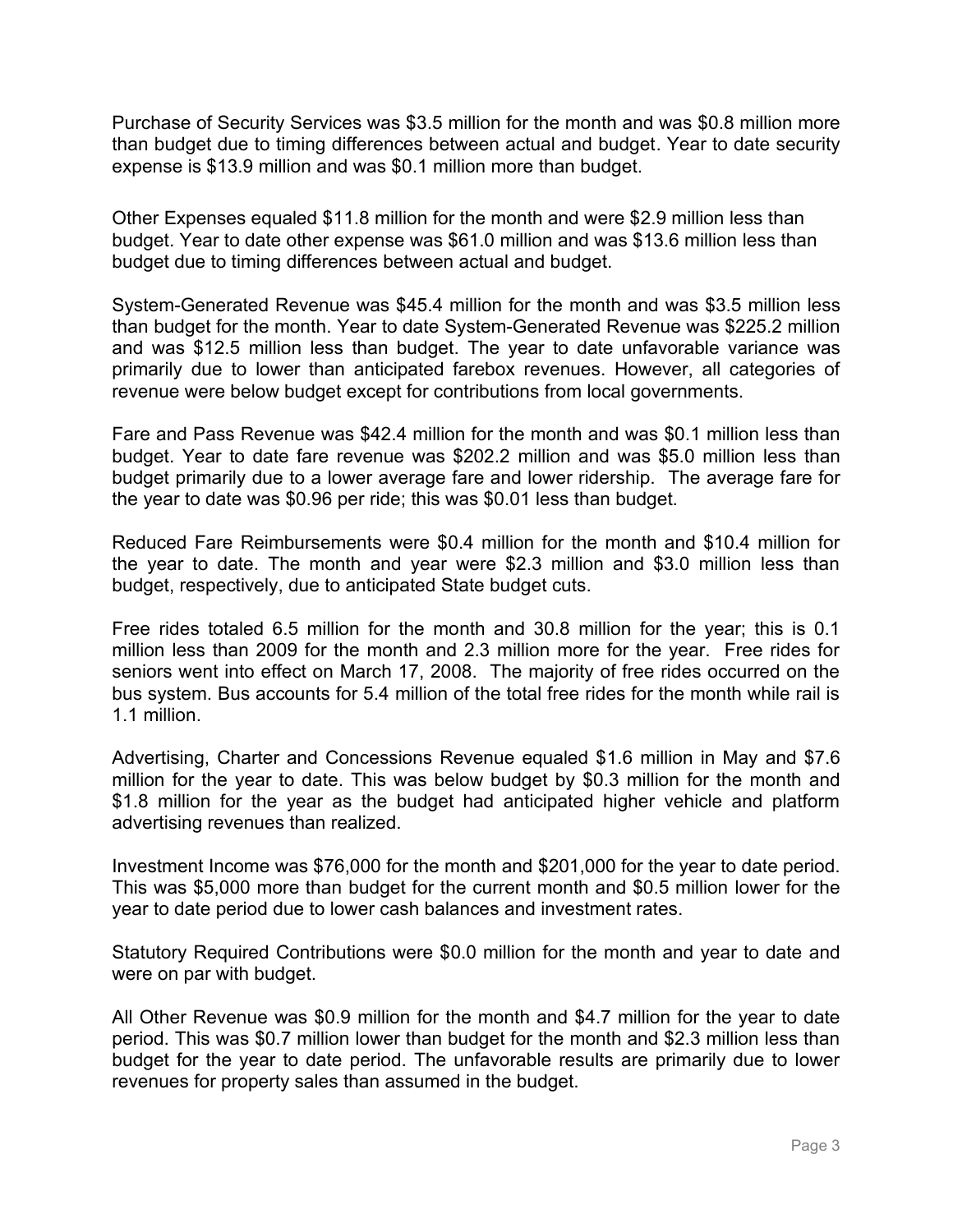Purchase of Security Services was $3.5 million for the month and was $0.8 million more than budget due to timing differences between actual and budget. Year to date security expense is $13.9 million and was $0.1 million more than budget.

Other Expenses equaled $11.8 million for the month and were $2.9 million less than budget. Year to date other expense was $61.0 million and was $13.6 million less than budget due to timing differences between actual and budget.

System-Generated Revenue was $45.4 million for the month and was $3.5 million less than budget for the month. Year to date System-Generated Revenue was $225.2 million and was $12.5 million less than budget. The year to date unfavorable variance was primarily due to lower than anticipated farebox revenues. However, all categories of revenue were below budget except for contributions from local governments.

Fare and Pass Revenue was $42.4 million for the month and was $0.1 million less than budget. Year to date fare revenue was $202.2 million and was $5.0 million less than budget primarily due to a lower average fare and lower ridership. The average fare for the year to date was $0.96 per ride; this was $0.01 less than budget.

Reduced Fare Reimbursements were $0.4 million for the month and $10.4 million for the year to date. The month and year were $2.3 million and $3.0 million less than budget, respectively, due to anticipated State budget cuts.

Free rides totaled 6.5 million for the month and 30.8 million for the year; this is 0.1 million less than 2009 for the month and 2.3 million more for the year. Free rides for seniors went into effect on March 17, 2008. The majority of free rides occurred on the bus system. Bus accounts for 5.4 million of the total free rides for the month while rail is 1.1 million.

Advertising, Charter and Concessions Revenue equaled $1.6 million in May and $7.6 million for the year to date. This was below budget by $0.3 million for the month and $1.8 million for the year as the budget had anticipated higher vehicle and platform advertising revenues than realized.

Investment Income was $76,000 for the month and $201,000 for the year to date period. This was $5,000 more than budget for the current month and $0.5 million lower for the year to date period due to lower cash balances and investment rates.

Statutory Required Contributions were $0.0 million for the month and year to date and were on par with budget.

All Other Revenue was $0.9 million for the month and $4.7 million for the year to date period. This was $0.7 million lower than budget for the month and $2.3 million less than budget for the year to date period. The unfavorable results are primarily due to lower revenues for property sales than assumed in the budget.